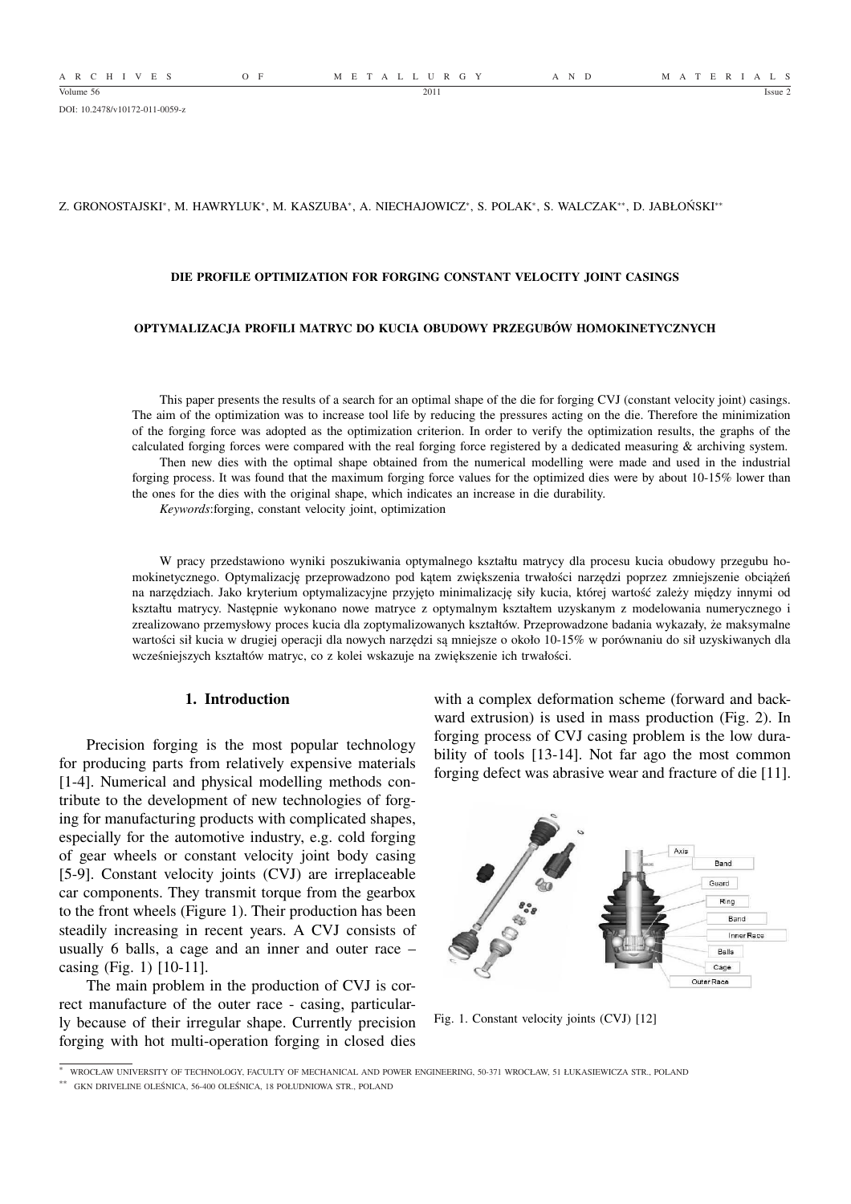DOI: 10.2478/v10172-011-0059-z

Z. GRONOSTAJSKI*, M. HAWRYLUK*, M. KASZUBA*, A. NIECHAJOWICZ*, S. POLAK*, S. WALCZAK**, D. JABŁOŃSKI**

# DIE PROFILE OPTIMIZATION FOR FORGING CONSTANT VELOCITY JOINT CASINGS

## OPTYMALIZACJA PROFILI MATRYC DO KUCIA OBUDOWY PRZEGUBÓW HOMOKINETYCZNYCH

This paper presents the results of a search for an optimal shape of the die for forging CVJ (constant velocity joint) casings. The aim of the optimization was to increase tool life by reducing the pressures acting on the die. Therefore the minimization of the forging force was adopted as the optimization criterion. In order to verify the optimization results, the graphs of the calculated forging forces were compared with the real forging force registered by a dedicated measuring & archiving system.

Then new dies with the optimal shape obtained from the numerical modelling were made and used in the industrial forging process. It was found that the maximum forging force values for the optimized dies were by about 10-15% lower than the ones for the dies with the original shape, which indicates an increase in die durability.

*Keywords*:forging, constant velocity joint, optimization

W pracy przedstawiono wyniki poszukiwania optymalnego kształtu matrycy dla procesu kucia obudowy przegubu homokinetycznego. Optymalizację przeprowadzono pod kątem zwiększenia trwałości narzędzi poprzez zmniejszenie obciążeń na narzędziach. Jako kryterium optymalizacyjne przyjęto minimalizację siły kucia, której wartość zależy między innymi od kształtu matrycy. Następnie wykonano nowe matryce z optymalnym kształtem uzyskanym z modelowania numerycznego i zrealizowano przemysłowy proces kucia dla zoptymalizowanych kształtów. Przeprowadzone badania wykazały, że maksymalne wartości sił kucia w drugiej operacji dla nowych narzędzi są mniejsze o około 10-15% w porównaniu do sił uzyskiwanych dla wcześniejszych kształtów matryc, co z kolei wskazuje na zwiększenie ich trwałości.

## 1. Introduction

Precision forging is the most popular technology for producing parts from relatively expensive materials [1-4]. Numerical and physical modelling methods contribute to the development of new technologies of forging for manufacturing products with complicated shapes, especially for the automotive industry, e.g. cold forging of gear wheels or constant velocity joint body casing [5-9]. Constant velocity joints (CVJ) are irreplaceable car components. They transmit torque from the gearbox to the front wheels (Figure 1). Their production has been steadily increasing in recent years. A CVJ consists of usually 6 balls, a cage and an inner and outer race – casing (Fig. 1) [10-11].

The main problem in the production of CVJ is correct manufacture of the outer race - casing, particularly because of their irregular shape. Currently precision forging with hot multi-operation forging in closed dies with a complex deformation scheme (forward and backward extrusion) is used in mass production (Fig. 2). In forging process of CVJ casing problem is the low durability of tools [13-14]. Not far ago the most common forging defect was abrasive wear and fracture of die [11].

Fig. 1. Constant velocity joints (CVJ) [12]

* WROCŁAW UNIVERSITY OF TECHNOLOGY, FACULTY OF MECHANICAL AND POWER ENGINEERING, 50-371 WROCŁAW, 51 ŁUKASIEWICZA STR., POLAND

** GKN DRIVELINE OLEŚNICA, 56-400 OLEŚNICA, 18 POŁUDNIOWA STR., POLAND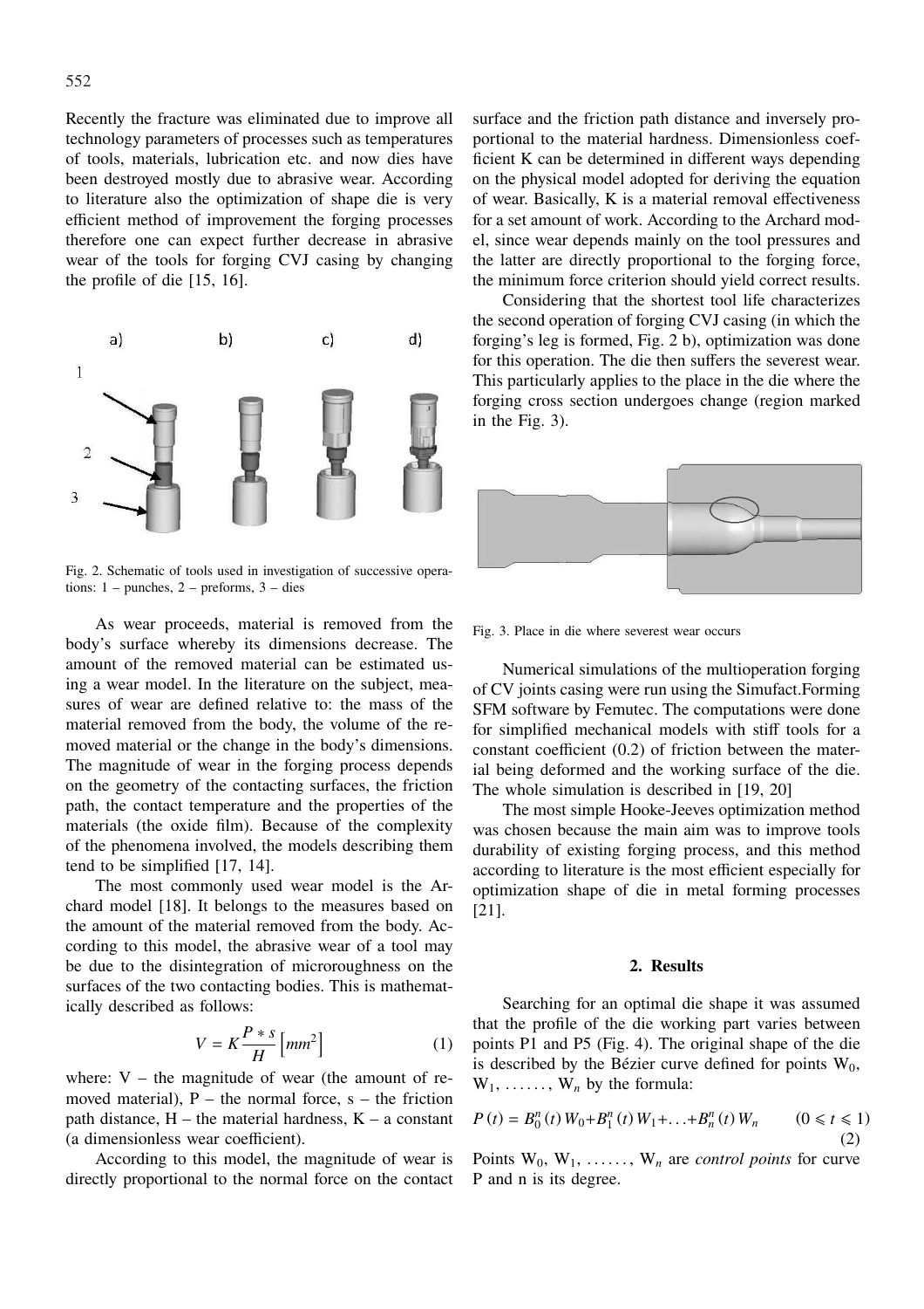Recently the fracture was eliminated due to improve all technology parameters of processes such as temperatures of tools, materials, lubrication etc. and now dies have been destroyed mostly due to abrasive wear. According to literature also the optimization of shape die is very efficient method of improvement the forging processes therefore one can expect further decrease in abrasive wear of the tools for forging CVJ casing by changing the profile of die [15, 16].

Fig. 2. Schematic of tools used in investigation of successive operations: 1 – punches, 2 – preforms, 3 – dies

As wear proceeds, material is removed from the body's surface whereby its dimensions decrease. The amount of the removed material can be estimated using a wear model. In the literature on the subject, measures of wear are defined relative to: the mass of the material removed from the body, the volume of the removed material or the change in the body's dimensions. The magnitude of wear in the forging process depends on the geometry of the contacting surfaces, the friction path, the contact temperature and the properties of the materials (the oxide film). Because of the complexity of the phenomena involved, the models describing them tend to be simplified [17, 14].

The most commonly used wear model is the Archard model [18]. It belongs to the measures based on the amount of the material removed from the body. According to this model, the abrasive wear of a tool may be due to the disintegration of microroughness on the surfaces of the two contacting bodies. This is mathematically described as follows:

$$V = K\frac{P * s}{H}\left[mm^2\right] \tag{1}$$

where: V – the magnitude of wear (the amount of removed material), P – the normal force, s – the friction path distance, H – the material hardness, K – a constant (a dimensionless wear coefficient).

According to this model, the magnitude of wear is directly proportional to the normal force on the contact surface and the friction path distance and inversely proportional to the material hardness. Dimensionless coefficient K can be determined in different ways depending on the physical model adopted for deriving the equation of wear. Basically, K is a material removal effectiveness for a set amount of work. According to the Archard model, since wear depends mainly on the tool pressures and the latter are directly proportional to the forging force, the minimum force criterion should yield correct results.

Considering that the shortest tool life characterizes the second operation of forging CVJ casing (in which the forging's leg is formed, Fig. 2 b), optimization was done for this operation. The die then suffers the severest wear. This particularly applies to the place in the die where the forging cross section undergoes change (region marked in the Fig. 3).

Fig. 3. Place in die where severest wear occurs

Numerical simulations of the multioperation forging of CV joints casing were run using the Simufact.Forming SFM software by Femutec. The computations were done for simplified mechanical models with stiff tools for a constant coefficient (0.2) of friction between the material being deformed and the working surface of the die. The whole simulation is described in [19, 20]

The most simple Hooke-Jeeves optimization method was chosen because the main aim was to improve tools durability of existing forging process, and this method according to literature is the most efficient especially for optimization shape of die in metal forming processes [21].

## 2. Results

Searching for an optimal die shape it was assumed that the profile of the die working part varies between points P1 and P5 (Fig. 4). The original shape of the die is described by the Bézier curve defined for points $W_0$, $W_1$, ……, $W_n$ by the formula:

$$P(t) = B_0^n(t)\,W_0 + B_1^n(t)\,W_1 + \ldots + B_n^n(t)\,W_n \qquad (0 \leqslant t \leqslant 1) \tag{2}$$

Points $W_0$, $W_1$, ……, $W_n$ are *control points* for curve P and n is its degree.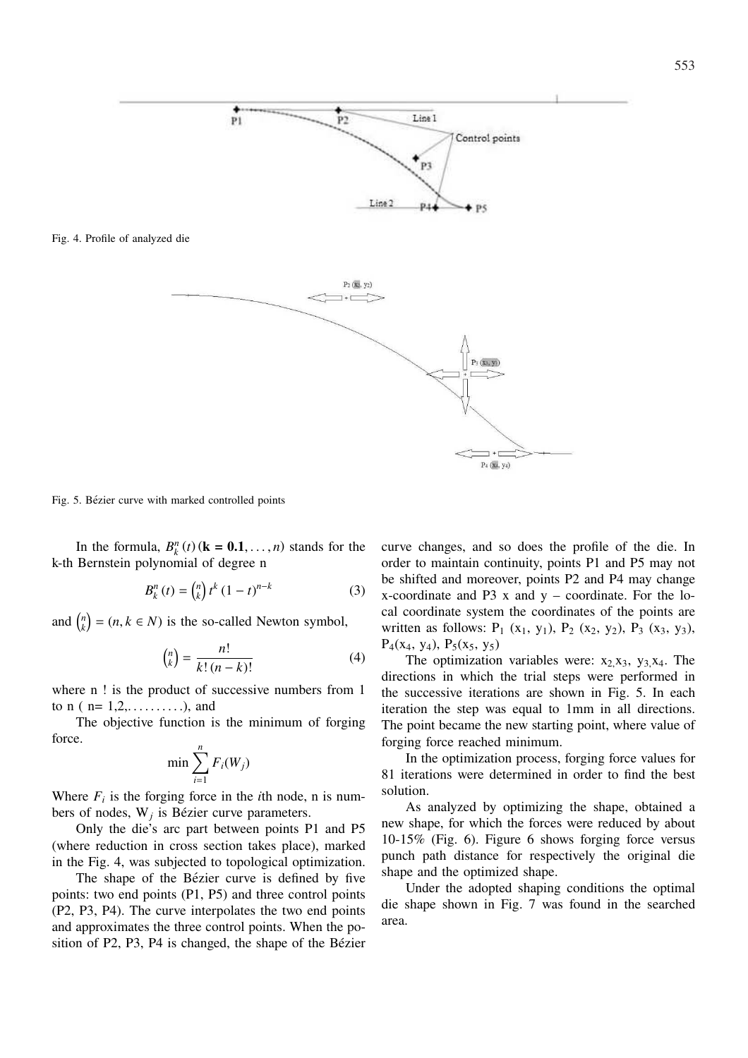Fig. 4. Profile of analyzed die

Fig. 5. Bézier curve with marked controlled points

In the formula, $B_k^n(t)\,(\mathbf{k = 0.1}, \ldots, n)$ stands for the k-th Bernstein polynomial of degree n

$$B_k^n(t) = \binom{n}{k} t^k (1-t)^{n-k} \tag{3}$$

and $\binom{n}{k} = (n, k \in N)$ is the so-called Newton symbol,

$$\binom{n}{k} = \frac{n!}{k!\,(n-k)!} \tag{4}$$

where n ! is the product of successive numbers from 1 to n ( n= 1,2,..........), and

The objective function is the minimum of forging force.

$$\min \sum_{i=1}^{n} F_i(W_j)$$

Where $F_i$ is the forging force in the $i$th node, n is numbers of nodes, $W_j$ is Bézier curve parameters.

Only the die's arc part between points P1 and P5 (where reduction in cross section takes place), marked in the Fig. 4, was subjected to topological optimization.

The shape of the Bézier curve is defined by five points: two end points (P1, P5) and three control points (P2, P3, P4). The curve interpolates the two end points and approximates the three control points. When the position of P2, P3, P4 is changed, the shape of the Bézier curve changes, and so does the profile of the die. In order to maintain continuity, points P1 and P5 may not be shifted and moreover, points P2 and P4 may change x-coordinate and P3 x and y – coordinate. For the local coordinate system the coordinates of the points are written as follows: $P_1$ ($x_1$, $y_1$), $P_2$ ($x_2$, $y_2$), $P_3$ ($x_3$, $y_3$), $P_4$($x_4$, $y_4$), $P_5$($x_5$, $y_5$)

The optimization variables were: $x_2$, $x_3$, $y_3$, $x_4$. The directions in which the trial steps were performed in the successive iterations are shown in Fig. 5. In each iteration the step was equal to 1mm in all directions. The point became the new starting point, where value of forging force reached minimum.

In the optimization process, forging force values for 81 iterations were determined in order to find the best solution.

As analyzed by optimizing the shape, obtained a new shape, for which the forces were reduced by about 10-15% (Fig. 6). Figure 6 shows forging force versus punch path distance for respectively the original die shape and the optimized shape.

Under the adopted shaping conditions the optimal die shape shown in Fig. 7 was found in the searched area.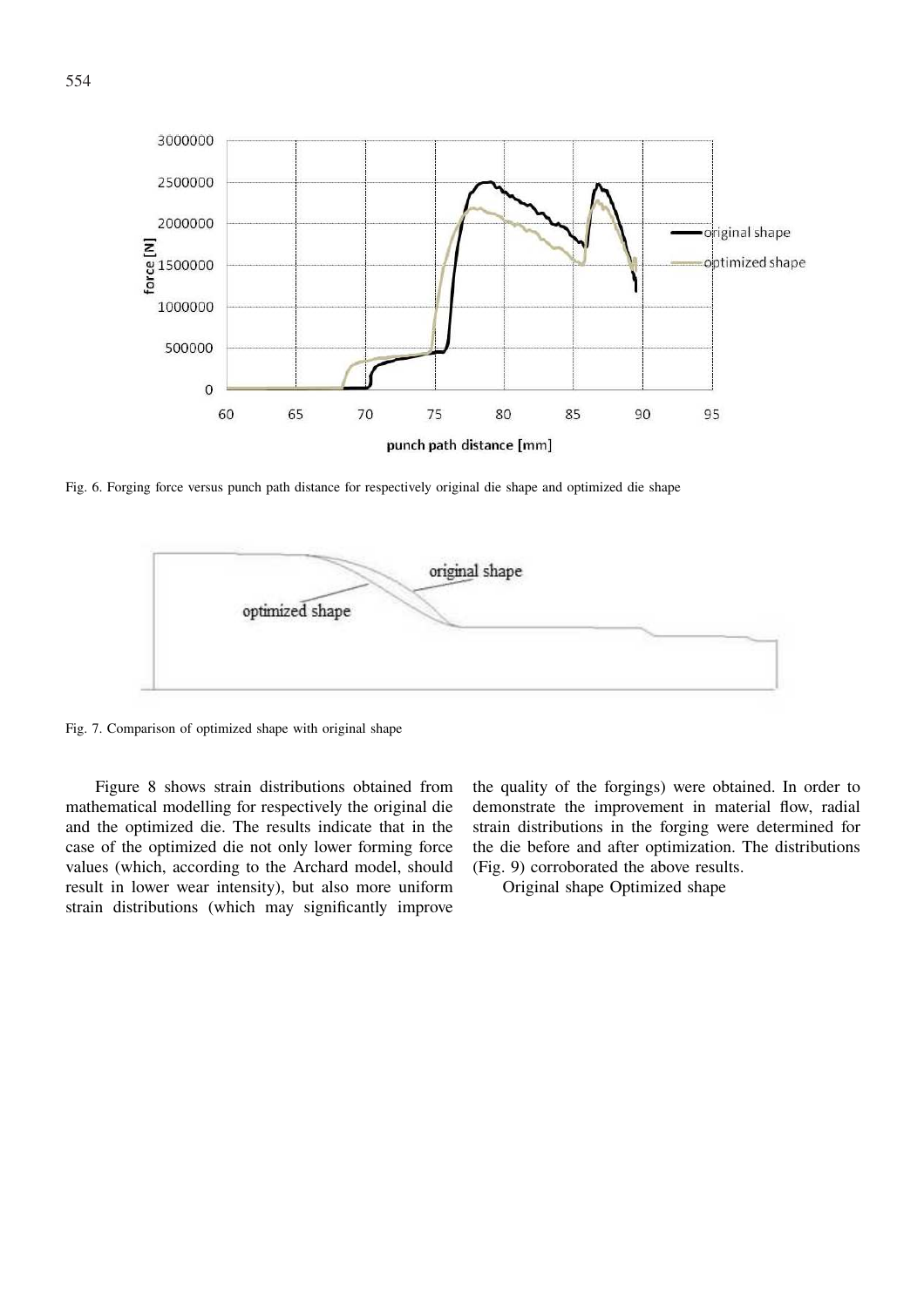Fig. 6. Forging force versus punch path distance for respectively original die shape and optimized die shape

Fig. 7. Comparison of optimized shape with original shape

Figure 8 shows strain distributions obtained from mathematical modelling for respectively the original die and the optimized die. The results indicate that in the case of the optimized die not only lower forming force values (which, according to the Archard model, should result in lower wear intensity), but also more uniform strain distributions (which may significantly improve the quality of the forgings) were obtained. In order to demonstrate the improvement in material flow, radial strain distributions in the forging were determined for the die before and after optimization. The distributions (Fig. 9) corroborated the above results.

Original shape Optimized shape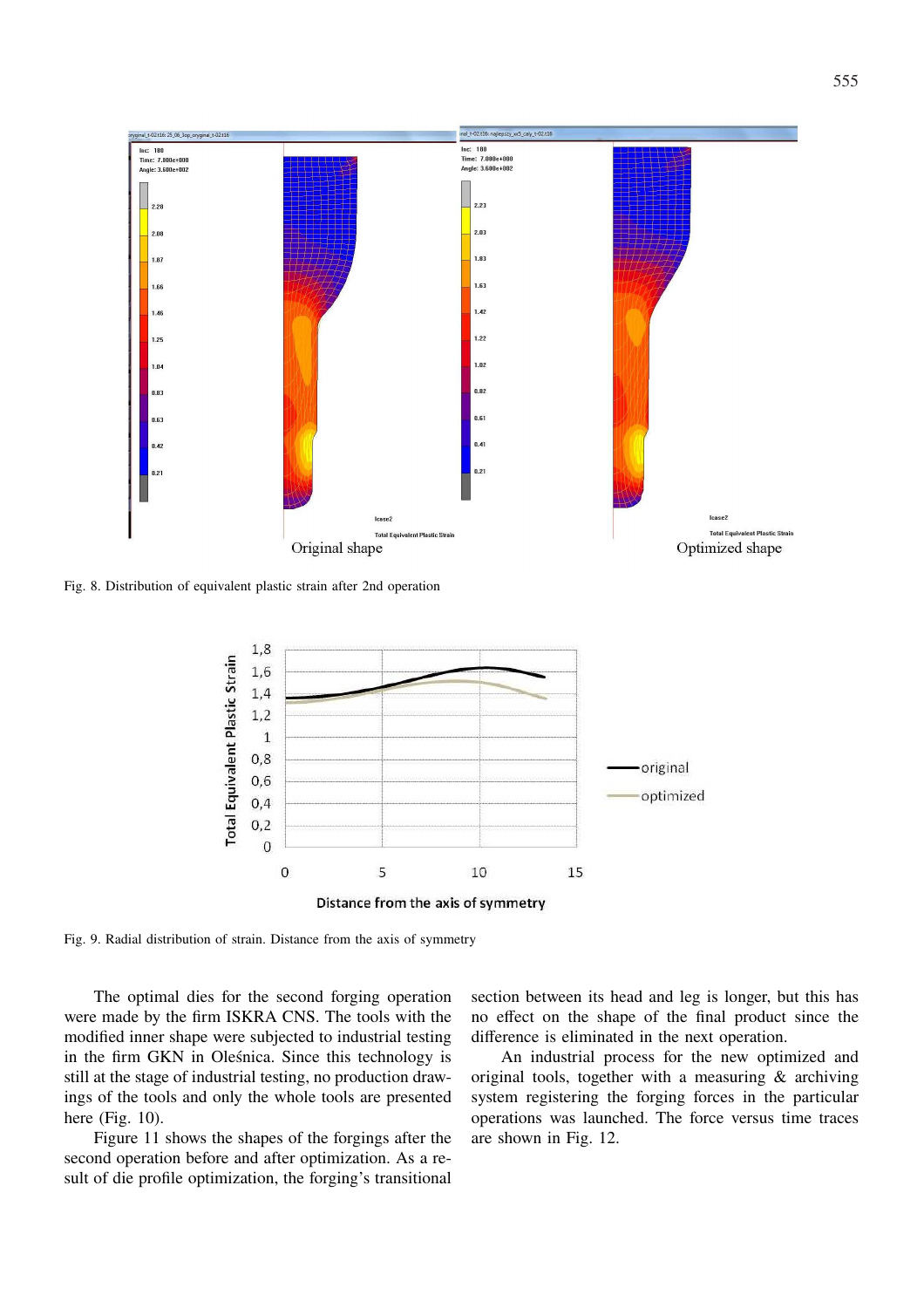Fig. 8. Distribution of equivalent plastic strain after 2nd operation

Fig. 9. Radial distribution of strain. Distance from the axis of symmetry

The optimal dies for the second forging operation were made by the firm ISKRA CNS. The tools with the modified inner shape were subjected to industrial testing in the firm GKN in Oleśnica. Since this technology is still at the stage of industrial testing, no production drawings of the tools and only the whole tools are presented here (Fig. 10).

Figure 11 shows the shapes of the forgings after the second operation before and after optimization. As a result of die profile optimization, the forging's transitional section between its head and leg is longer, but this has no effect on the shape of the final product since the difference is eliminated in the next operation.

An industrial process for the new optimized and original tools, together with a measuring & archiving system registering the forging forces in the particular operations was launched. The force versus time traces are shown in Fig. 12.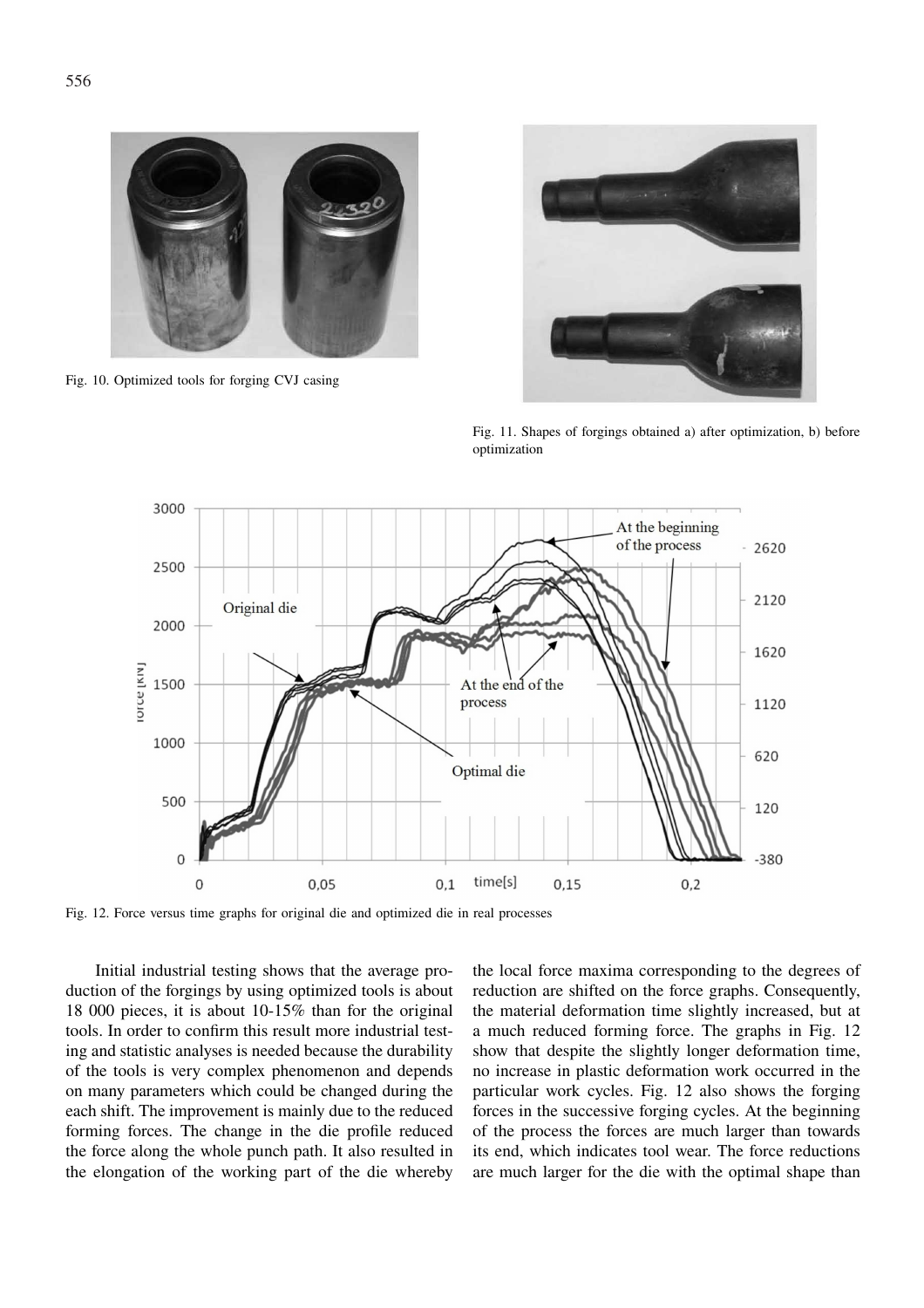Fig. 10. Optimized tools for forging CVJ casing

Fig. 11. Shapes of forgings obtained a) after optimization, b) before optimization

Fig. 12. Force versus time graphs for original die and optimized die in real processes

Initial industrial testing shows that the average production of the forgings by using optimized tools is about 18 000 pieces, it is about 10-15% than for the original tools. In order to confirm this result more industrial testing and statistic analyses is needed because the durability of the tools is very complex phenomenon and depends on many parameters which could be changed during the each shift. The improvement is mainly due to the reduced forming forces. The change in the die profile reduced the force along the whole punch path. It also resulted in the elongation of the working part of the die whereby the local force maxima corresponding to the degrees of reduction are shifted on the force graphs. Consequently, the material deformation time slightly increased, but at a much reduced forming force. The graphs in Fig. 12 show that despite the slightly longer deformation time, no increase in plastic deformation work occurred in the particular work cycles. Fig. 12 also shows the forging forces in the successive forging cycles. At the beginning of the process the forces are much larger than towards its end, which indicates tool wear. The force reductions are much larger for the die with the optimal shape than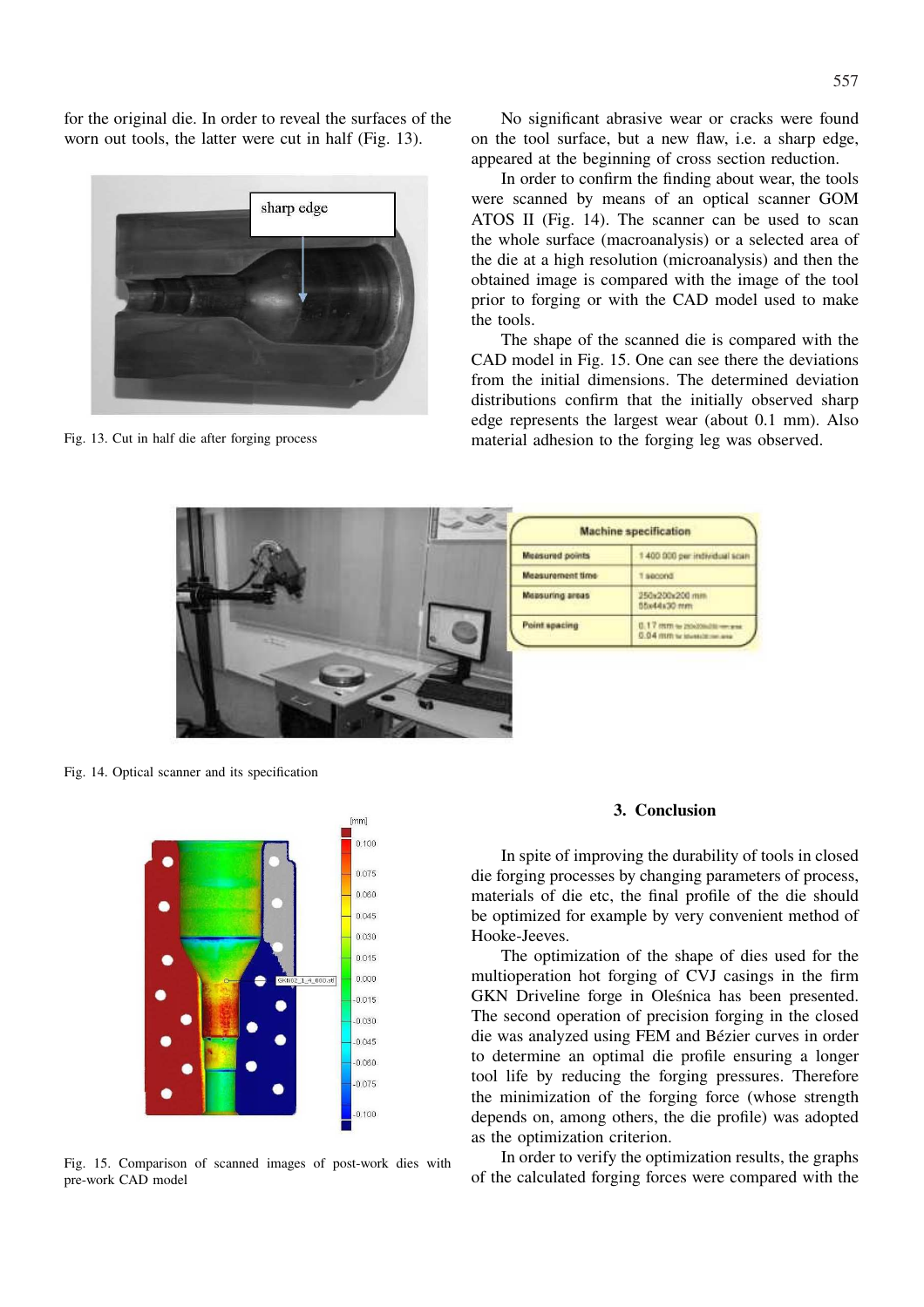for the original die. In order to reveal the surfaces of the worn out tools, the latter were cut in half (Fig. 13).

Fig. 13. Cut in half die after forging process

No significant abrasive wear or cracks were found on the tool surface, but a new flaw, i.e. a sharp edge, appeared at the beginning of cross section reduction.

In order to confirm the finding about wear, the tools were scanned by means of an optical scanner GOM ATOS II (Fig. 14). The scanner can be used to scan the whole surface (macroanalysis) or a selected area of the die at a high resolution (microanalysis) and then the obtained image is compared with the image of the tool prior to forging or with the CAD model used to make the tools.

The shape of the scanned die is compared with the CAD model in Fig. 15. One can see there the deviations from the initial dimensions. The determined deviation distributions confirm that the initially observed sharp edge represents the largest wear (about 0.1 mm). Also material adhesion to the forging leg was observed.

Fig. 14. Optical scanner and its specification

Fig. 15. Comparison of scanned images of post-work dies with pre-work CAD model

## 3. Conclusion

In spite of improving the durability of tools in closed die forging processes by changing parameters of process, materials of die etc, the final profile of the die should be optimized for example by very convenient method of Hooke-Jeeves.

The optimization of the shape of dies used for the multioperation hot forging of CVJ casings in the firm GKN Driveline forge in Oleśnica has been presented. The second operation of precision forging in the closed die was analyzed using FEM and Bézier curves in order to determine an optimal die profile ensuring a longer tool life by reducing the forging pressures. Therefore the minimization of the forging force (whose strength depends on, among others, the die profile) was adopted as the optimization criterion.

In order to verify the optimization results, the graphs of the calculated forging forces were compared with the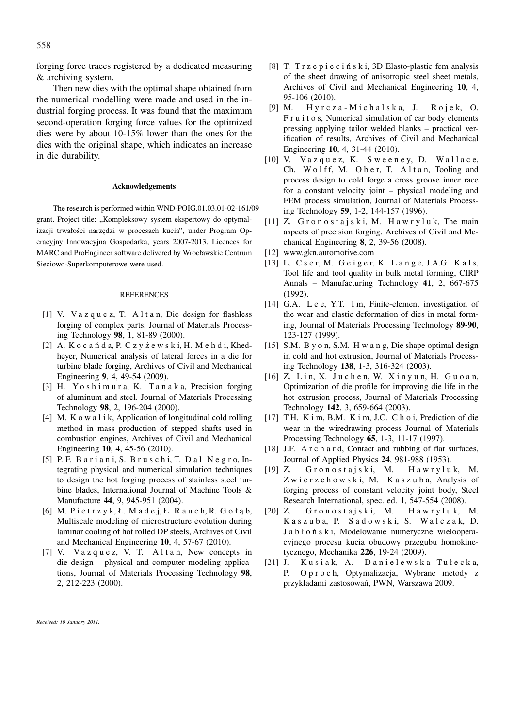forging force traces registered by a dedicated measuring & archiving system.

Then new dies with the optimal shape obtained from the numerical modelling were made and used in the industrial forging process. It was found that the maximum second-operation forging force values for the optimized dies were by about 10-15% lower than the ones for the dies with the original shape, which indicates an increase in die durability.

#### Acknowledgements

The research is performed within WND-POIG.01.03.01-02-161/09 grant. Project title: „Kompleksowy system ekspertowy do optymalizacji trwałości narzędzi w procesach kucia", under Program Operacyjny Innowacyjna Gospodarka, years 2007-2013. Licences for MARC and ProEngineer software delivered by Wrocławskie Centrum Sieciowo-Superkomputerowe were used.

#### REFERENCES

[1] V. Vazquez, T. Altan, Die design for flashless forging of complex parts. Journal of Materials Processing Technology **98**, 1, 81-89 (2000).

[2] A. Kocańda, P. Czyżewski, H. Mehdi, Khedheyer, Numerical analysis of lateral forces in a die for turbine blade forging, Archives of Civil and Mechanical Engineering **9**, 4, 49-54 (2009).

[3] H. Yoshimura, K. Tanaka, Precision forging of aluminum and steel. Journal of Materials Processing Technology **98**, 2, 196-204 (2000).

[4] M. Kowalik, Application of longitudinal cold rolling method in mass production of stepped shafts used in combustion engines, Archives of Civil and Mechanical Engineering **10**, 4, 45-56 (2010).

[5] P. F. Bariani, S. Bruschi, T. Dal Negro, Integrating physical and numerical simulation techniques to design the hot forging process of stainless steel turbine blades, International Journal of Machine Tools & Manufacture **44**, 9, 945-951 (2004).

[6] M. Pietrzyk, Ł. Madej, Ł. Rauch, R. Gołąb, Multiscale modeling of microstructure evolution during laminar cooling of hot rolled DP steels, Archives of Civil and Mechanical Engineering **10**, 4, 57-67 (2010).

[7] V. Vazquez, V. T. Altan, New concepts in die design – physical and computer modeling applications, Journal of Materials Processing Technology **98**, 2, 212-223 (2000).

[8] T. Trzepieciński, 3D Elasto-plastic fem analysis of the sheet drawing of anisotropic steel sheet metals, Archives of Civil and Mechanical Engineering **10**, 4, 95-106 (2010).

[9] M. Hyrcza-Michalska, J. Rojek, O. Fruitos, Numerical simulation of car body elements pressing applying tailor welded blanks – practical verification of results, Archives of Civil and Mechanical Engineering **10**, 4, 31-44 (2010).

[10] V. Vazquez, K. Sweeney, D. Wallace, Ch. Wolff, M. Ober, T. Altan, Tooling and process design to cold forge a cross groove inner race for a constant velocity joint – physical modeling and FEM process simulation, Journal of Materials Processing Technology **59**, 1-2, 144-157 (1996).

[11] Z. Gronostajski, M. Hawryluk, The main aspects of precision forging. Archives of Civil and Mechanical Engineering **8**, 2, 39-56 (2008).

[12] www.gkn.automotive.com

[13] L. Cser, M. Geiger, K. Lange, J.A.G. Kals, Tool life and tool quality in bulk metal forming, CIRP Annals – Manufacturing Technology **41**, 2, 667-675 (1992).

[14] G.A. Lee, Y.T. Im, Finite-element investigation of the wear and elastic deformation of dies in metal forming, Journal of Materials Processing Technology **89-90**, 123-127 (1999).

[15] S.M. Byon, S.M. Hwang, Die shape optimal design in cold and hot extrusion, Journal of Materials Processing Technology **138**, 1-3, 316-324 (2003).

[16] Z. Lin, X. Juchen, W. Xinyun, H. Guoan, Optimization of die profile for improving die life in the hot extrusion process, Journal of Materials Processing Technology **142**, 3, 659-664 (2003).

[17] T.H. Kim, B.M. Kim, J.C. Choi, Prediction of die wear in the wiredrawing process Journal of Materials Processing Technology **65**, 1-3, 11-17 (1997).

[18] J.F. Archard, Contact and rubbing of flat surfaces, Journal of Applied Physics **24**, 981-988 (1953).

[19] Z. Gronostajski, M. Hawryluk, M. Zwierzchowski, M. Kaszuba, Analysis of forging process of constant velocity joint body, Steel Research International, spec. ed. **1**, 547-554 (2008).

[20] Z. Gronostajski, M. Hawryluk, M. Kaszuba, P. Sadowski, S. Walczak, D. Jabłoński, Modelowanie numeryczne wielooperacyjnego procesu kucia obudowy przegubu homokinetycznego, Mechanika **226**, 19-24 (2009).

[21] J. Kusiak, A. Danielewska-Tułecka, P. Oproch, Optymalizacja, Wybrane metody z przykładami zastosowań, PWN, Warszawa 2009.

*Received: 10 January 2011.*